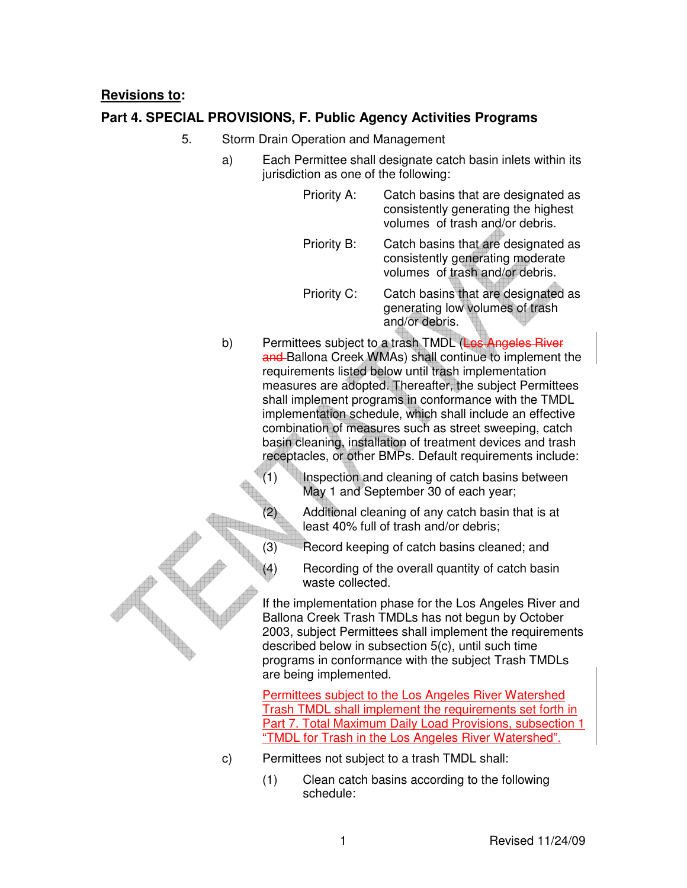**<u>Revisions to</u>:**

## Part 4. SPECIAL PROVISIONS, F. Public Agency Activities Programs

5. Storm Drain Operation and Management

   a) Each Permittee shall designate catch basin inlets within its jurisdiction as one of the following:

      Priority A: Catch basins that are designated as consistently generating the highest volumes of trash and/or debris.

      Priority B: Catch basins that are designated as consistently generating moderate volumes of trash and/or debris.

      Priority C: Catch basins that are designated as generating low volumes of trash and/or debris.

   b) Permittees subject to a trash TMDL (~~Los Angeles River and~~ Ballona Creek WMAs) shall continue to implement the requirements listed below until trash implementation measures are adopted. Thereafter, the subject Permittees shall implement programs in conformance with the TMDL implementation schedule, which shall include an effective combination of measures such as street sweeping, catch basin cleaning, installation of treatment devices and trash receptacles, or other BMPs. Default requirements include:

      (1) Inspection and cleaning of catch basins between May 1 and September 30 of each year;

      (2) Additional cleaning of any catch basin that is at least 40% full of trash and/or debris;

      (3) Record keeping of catch basins cleaned; and

      (4) Recording of the overall quantity of catch basin waste collected.

      If the implementation phase for the Los Angeles River and Ballona Creek Trash TMDLs has not begun by October 2003, subject Permittees shall implement the requirements described below in subsection 5(c), until such time programs in conformance with the subject Trash TMDLs are being implemented.

      <u>Permittees subject to the Los Angeles River Watershed Trash TMDL shall implement the requirements set forth in Part 7. Total Maximum Daily Load Provisions, subsection 1 "TMDL for Trash in the Los Angeles River Watershed".</u>

   c) Permittees not subject to a trash TMDL shall:

      (1) Clean catch basins according to the following schedule: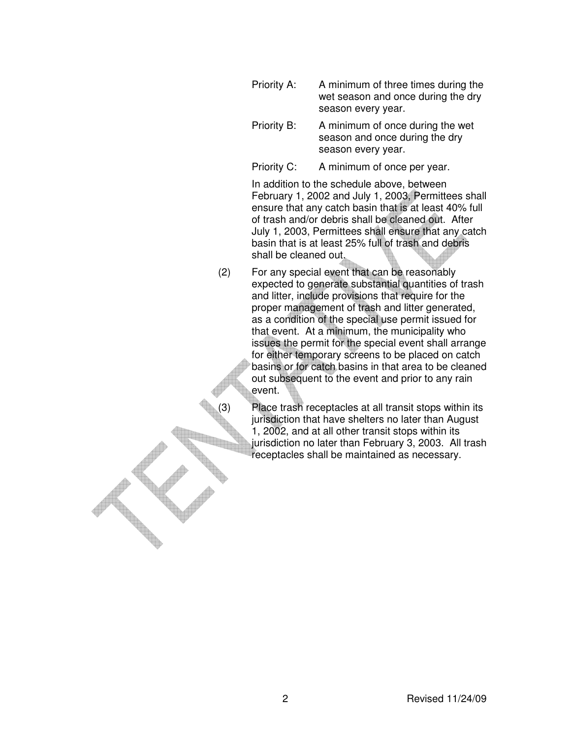Priority A: A minimum of three times during the wet season and once during the dry season every year.

Priority B: A minimum of once during the wet season and once during the dry season every year.

Priority C: A minimum of once per year.

In addition to the schedule above, between February 1, 2002 and July 1, 2003, Permittees shall ensure that any catch basin that is at least 40% full of trash and/or debris shall be cleaned out. After July 1, 2003, Permittees shall ensure that any catch basin that is at least 25% full of trash and debris shall be cleaned out.

(2) For any special event that can be reasonably expected to generate substantial quantities of trash and litter, include provisions that require for the proper management of trash and litter generated, as a condition of the special use permit issued for that event. At a minimum, the municipality who issues the permit for the special event shall arrange for either temporary screens to be placed on catch basins or for catch basins in that area to be cleaned out subsequent to the event and prior to any rain event.

(3) Place trash receptacles at all transit stops within its jurisdiction that have shelters no later than August 1, 2002, and at all other transit stops within its jurisdiction no later than February 3, 2003. All trash receptacles shall be maintained as necessary.